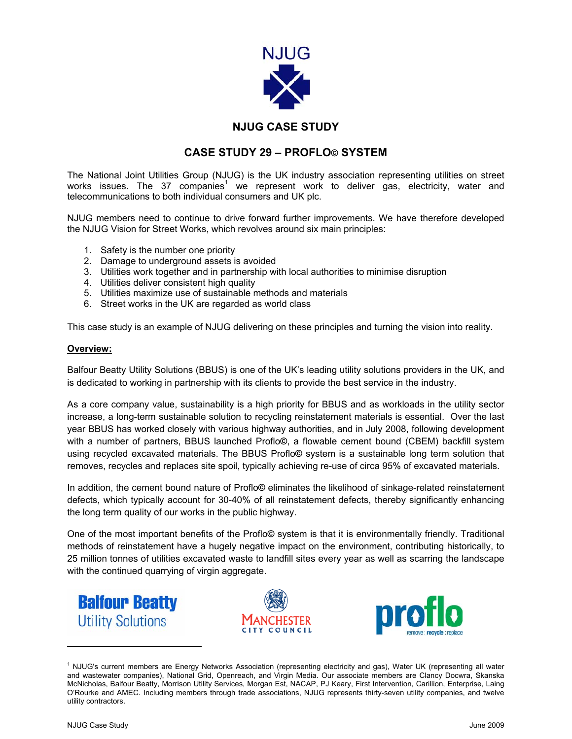NJUG

# NJUG CASE STUDY

## CASE STUDY 29 – PROFLO© SYSTEM

The National Joint Utilities Group (NJUG) is the UK industry association representing utilities on street works issues. The 37 companies[1] we represent work to deliver gas, electricity, water and telecommunications to both individual consumers and UK plc.

NJUG members need to continue to drive forward further improvements. We have therefore developed the NJUG Vision for Street Works, which revolves around six main principles:

1. Safety is the number one priority
2. Damage to underground assets is avoided
3. Utilities work together and in partnership with local authorities to minimise disruption
4. Utilities deliver consistent high quality
5. Utilities maximize use of sustainable methods and materials
6. Street works in the UK are regarded as world class

This case study is an example of NJUG delivering on these principles and turning the vision into reality.

**Overview:**

Balfour Beatty Utility Solutions (BBUS) is one of the UK's leading utility solutions providers in the UK, and is dedicated to working in partnership with its clients to provide the best service in the industry.

As a core company value, sustainability is a high priority for BBUS and as workloads in the utility sector increase, a long-term sustainable solution to recycling reinstatement materials is essential. Over the last year BBUS has worked closely with various highway authorities, and in July 2008, following development with a number of partners, BBUS launched Proflo©, a flowable cement bound (CBEM) backfill system using recycled excavated materials. The BBUS Proflo© system is a sustainable long term solution that removes, recycles and replaces site spoil, typically achieving re-use of circa 95% of excavated materials.

In addition, the cement bound nature of Proflo© eliminates the likelihood of sinkage-related reinstatement defects, which typically account for 30-40% of all reinstatement defects, thereby significantly enhancing the long term quality of our works in the public highway.

One of the most important benefits of the Proflo© system is that it is environmentally friendly. Traditional methods of reinstatement have a hugely negative impact on the environment, contributing historically, to 25 million tonnes of utilities excavated waste to landfill sites every year as well as scarring the landscape with the continued quarrying of virgin aggregate.

Balfour Beatty Utility Solutions

Manchester City Council

proflo remove : recycle : replace

---

[1] NJUG's current members are Energy Networks Association (representing electricity and gas), Water UK (representing all water and wastewater companies), National Grid, Openreach, and Virgin Media. Our associate members are Clancy Docwra, Skanska McNicholas, Balfour Beatty, Morrison Utility Services, Morgan Est, NACAP, PJ Keary, First Intervention, Carillion, Enterprise, Laing O'Rourke and AMEC. Including members through trade associations, NJUG represents thirty-seven utility companies, and twelve utility contractors.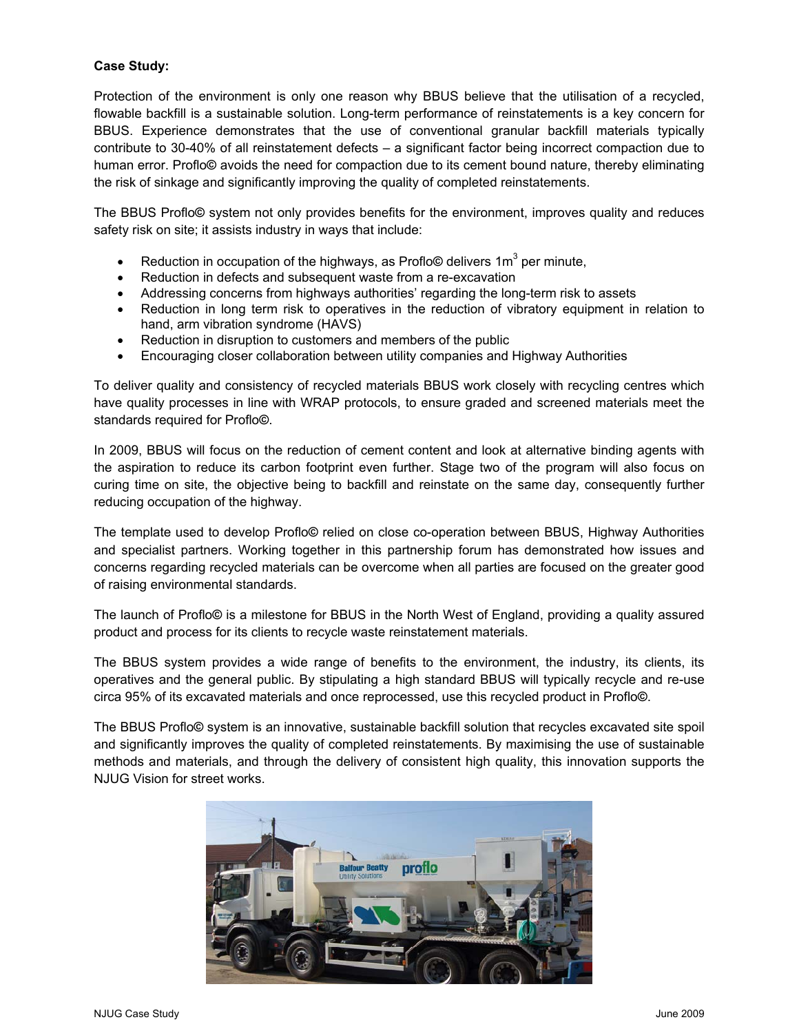**Case Study:**

Protection of the environment is only one reason why BBUS believe that the utilisation of a recycled, flowable backfill is a sustainable solution. Long-term performance of reinstatements is a key concern for BBUS. Experience demonstrates that the use of conventional granular backfill materials typically contribute to 30-40% of all reinstatement defects – a significant factor being incorrect compaction due to human error. Proflo© avoids the need for compaction due to its cement bound nature, thereby eliminating the risk of sinkage and significantly improving the quality of completed reinstatements.

The BBUS Proflo© system not only provides benefits for the environment, improves quality and reduces safety risk on site; it assists industry in ways that include:

- Reduction in occupation of the highways, as Proflo© delivers 1m$^3$ per minute,
- Reduction in defects and subsequent waste from a re-excavation
- Addressing concerns from highways authorities' regarding the long-term risk to assets
- Reduction in long term risk to operatives in the reduction of vibratory equipment in relation to hand, arm vibration syndrome (HAVS)
- Reduction in disruption to customers and members of the public
- Encouraging closer collaboration between utility companies and Highway Authorities

To deliver quality and consistency of recycled materials BBUS work closely with recycling centres which have quality processes in line with WRAP protocols, to ensure graded and screened materials meet the standards required for Proflo©.

In 2009, BBUS will focus on the reduction of cement content and look at alternative binding agents with the aspiration to reduce its carbon footprint even further. Stage two of the program will also focus on curing time on site, the objective being to backfill and reinstate on the same day, consequently further reducing occupation of the highway.

The template used to develop Proflo© relied on close co-operation between BBUS, Highway Authorities and specialist partners. Working together in this partnership forum has demonstrated how issues and concerns regarding recycled materials can be overcome when all parties are focused on the greater good of raising environmental standards.

The launch of Proflo© is a milestone for BBUS in the North West of England, providing a quality assured product and process for its clients to recycle waste reinstatement materials.

The BBUS system provides a wide range of benefits to the environment, the industry, its clients, its operatives and the general public. By stipulating a high standard BBUS will typically recycle and re-use circa 95% of its excavated materials and once reprocessed, use this recycled product in Proflo©.

The BBUS Proflo© system is an innovative, sustainable backfill solution that recycles excavated site spoil and significantly improves the quality of completed reinstatements. By maximising the use of sustainable methods and materials, and through the delivery of consistent high quality, this innovation supports the NJUG Vision for street works.